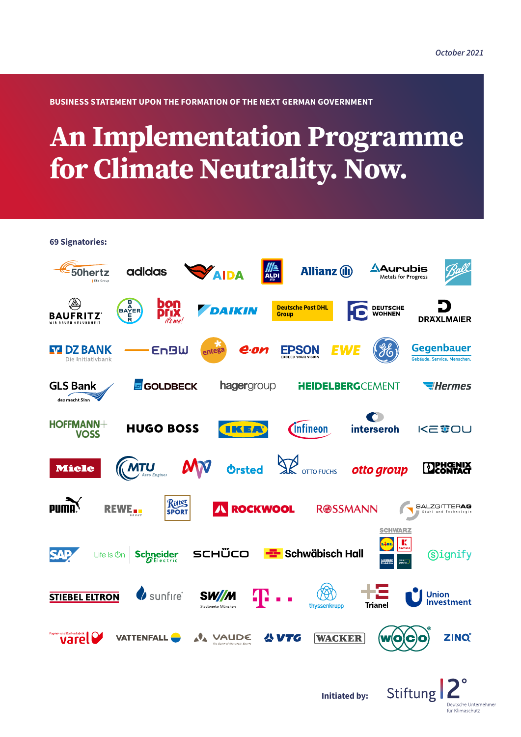October 2021

BUSINESS STATEMENT UPON THE FORMATION OF THE NEXT GERMAN GOVERNMENT

# An Implementation Programme for Climate Neutrality. Now.

**69 Signatories:**

50hertz, adidas, AIDA, ALDI Süd, Allianz, Aurubis, Ball, Baufritz, Bayer, bonprix, Daikin, Deutsche Post DHL Group, Deutsche Wohnen, Dräxlmaier, DZ Bank, EnBW, entega, e.on, Epson, EWE, GE, Gegenbauer, GLS Bank, Goldbeck, hagergroup, HeidelbergCement, Hermes, Hoffmann + Voss, Hugo Boss, IKEA, Infineon, interseroh, KEEOU, Miele, MTU Aero Engines, MV, Ørsted, Otto Fuchs, otto group, Phoenix Contact, Puma, REWE Group, Ritter Sport, Rockwool, Rossmann, Salzgitter AG, SAP, Schneider Electric, Schüco, Schwäbisch Hall, Schwarz, Signify, Stiebel Eltron, sunfire, SWM Stadtwerke München, Telekom, thyssenkrupp, Trianel, Union Investment, Varel, Vattenfall, Vaude, VTG, Wacker, Woco, Zinq

**Initiated by:** Stiftung 2° – Deutsche Unternehmer für Klimaschutz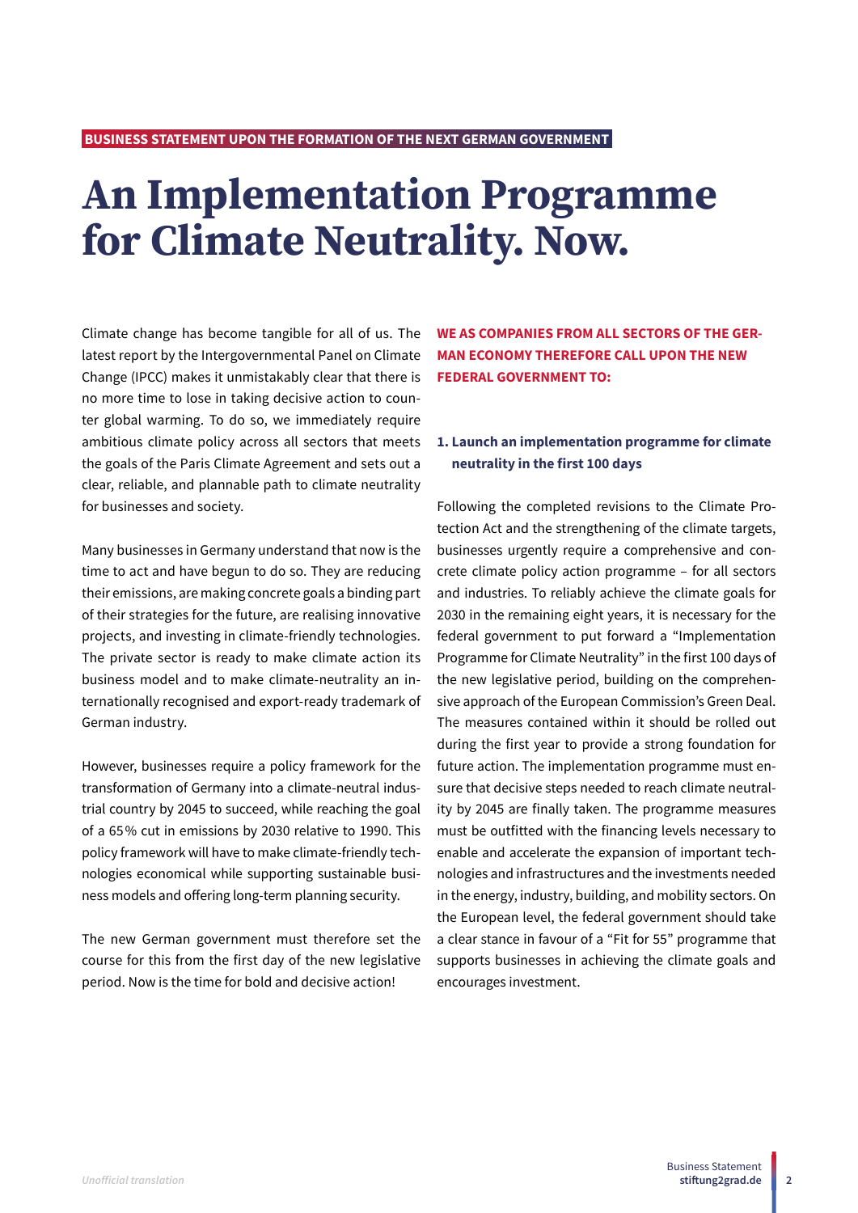BUSINESS STATEMENT UPON THE FORMATION OF THE NEXT GERMAN GOVERNMENT

# An Implementation Programme for Climate Neutrality. Now.

Climate change has become tangible for all of us. The latest report by the Intergovernmental Panel on Climate Change (IPCC) makes it unmistakably clear that there is no more time to lose in taking decisive action to counter global warming. To do so, we immediately require ambitious climate policy across all sectors that meets the goals of the Paris Climate Agreement and sets out a clear, reliable, and plannable path to climate neutrality for businesses and society.

Many businesses in Germany understand that now is the time to act and have begun to do so. They are reducing their emissions, are making concrete goals a binding part of their strategies for the future, are realising innovative projects, and investing in climate-friendly technologies. The private sector is ready to make climate action its business model and to make climate-neutrality an internationally recognised and export-ready trademark of German industry.

However, businesses require a policy framework for the transformation of Germany into a climate-neutral industrial country by 2045 to succeed, while reaching the goal of a 65% cut in emissions by 2030 relative to 1990. This policy framework will have to make climate-friendly technologies economical while supporting sustainable business models and offering long-term planning security.

The new German government must therefore set the course for this from the first day of the new legislative period. Now is the time for bold and decisive action!

**WE AS COMPANIES FROM ALL SECTORS OF THE GERMAN ECONOMY THEREFORE CALL UPON THE NEW FEDERAL GOVERNMENT TO:**

### 1. Launch an implementation programme for climate neutrality in the first 100 days

Following the completed revisions to the Climate Protection Act and the strengthening of the climate targets, businesses urgently require a comprehensive and concrete climate policy action programme – for all sectors and industries. To reliably achieve the climate goals for 2030 in the remaining eight years, it is necessary for the federal government to put forward a "Implementation Programme for Climate Neutrality" in the first 100 days of the new legislative period, building on the comprehensive approach of the European Commission's Green Deal. The measures contained within it should be rolled out during the first year to provide a strong foundation for future action. The implementation programme must ensure that decisive steps needed to reach climate neutrality by 2045 are finally taken. The programme measures must be outfitted with the financing levels necessary to enable and accelerate the expansion of important technologies and infrastructures and the investments needed in the energy, industry, building, and mobility sectors. On the European level, the federal government should take a clear stance in favour of a "Fit for 55" programme that supports businesses in achieving the climate goals and encourages investment.

*Unofficial translation*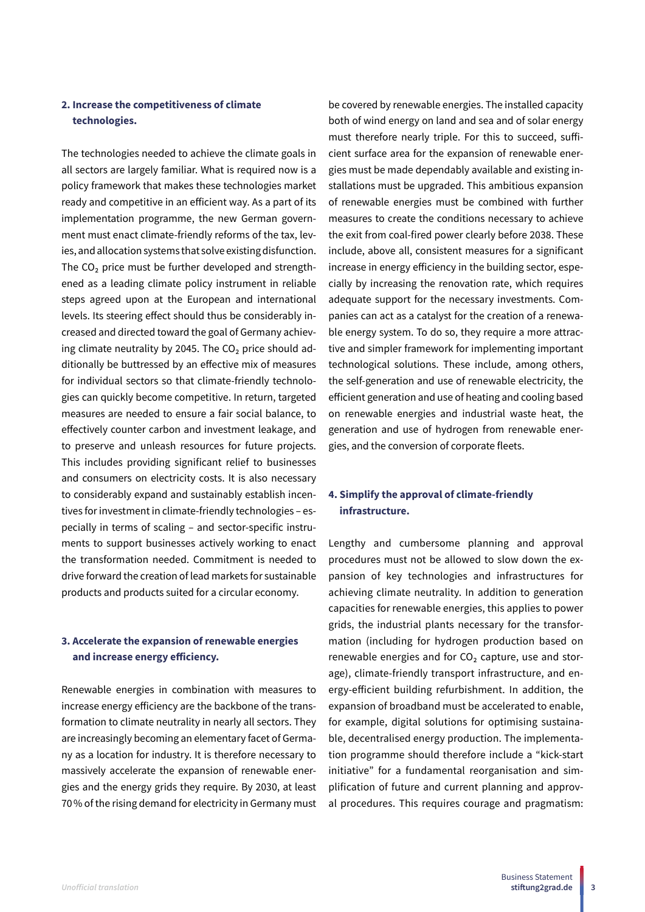## 2. Increase the competitiveness of climate technologies.

The technologies needed to achieve the climate goals in all sectors are largely familiar. What is required now is a policy framework that makes these technologies market ready and competitive in an efficient way. As a part of its implementation programme, the new German government must enact climate-friendly reforms of the tax, levies, and allocation systems that solve existing disfunction. The $CO_2$ price must be further developed and strengthened as a leading climate policy instrument in reliable steps agreed upon at the European and international levels. Its steering effect should thus be considerably increased and directed toward the goal of Germany achieving climate neutrality by 2045. The $CO_2$ price should additionally be buttressed by an effective mix of measures for individual sectors so that climate-friendly technologies can quickly become competitive. In return, targeted measures are needed to ensure a fair social balance, to effectively counter carbon and investment leakage, and to preserve and unleash resources for future projects. This includes providing significant relief to businesses and consumers on electricity costs. It is also necessary to considerably expand and sustainably establish incentives for investment in climate-friendly technologies – especially in terms of scaling – and sector-specific instruments to support businesses actively working to enact the transformation needed. Commitment is needed to drive forward the creation of lead markets for sustainable products and products suited for a circular economy.

## 3. Accelerate the expansion of renewable energies and increase energy efficiency.

Renewable energies in combination with measures to increase energy efficiency are the backbone of the transformation to climate neutrality in nearly all sectors. They are increasingly becoming an elementary facet of Germany as a location for industry. It is therefore necessary to massively accelerate the expansion of renewable energies and the energy grids they require. By 2030, at least 70 % of the rising demand for electricity in Germany must be covered by renewable energies. The installed capacity both of wind energy on land and sea and of solar energy must therefore nearly triple. For this to succeed, sufficient surface area for the expansion of renewable energies must be made dependably available and existing installations must be upgraded. This ambitious expansion of renewable energies must be combined with further measures to create the conditions necessary to achieve the exit from coal-fired power clearly before 2038. These include, above all, consistent measures for a significant increase in energy efficiency in the building sector, especially by increasing the renovation rate, which requires adequate support for the necessary investments. Companies can act as a catalyst for the creation of a renewable energy system. To do so, they require a more attractive and simpler framework for implementing important technological solutions. These include, among others, the self-generation and use of renewable electricity, the efficient generation and use of heating and cooling based on renewable energies and industrial waste heat, the generation and use of hydrogen from renewable energies, and the conversion of corporate fleets.

## 4. Simplify the approval of climate-friendly infrastructure.

Lengthy and cumbersome planning and approval procedures must not be allowed to slow down the expansion of key technologies and infrastructures for achieving climate neutrality. In addition to generation capacities for renewable energies, this applies to power grids, the industrial plants necessary for the transformation (including for hydrogen production based on renewable energies and for $CO_2$ capture, use and storage), climate-friendly transport infrastructure, and energy-efficient building refurbishment. In addition, the expansion of broadband must be accelerated to enable, for example, digital solutions for optimising sustainable, decentralised energy production. The implementation programme should therefore include a "kick-start initiative" for a fundamental reorganisation and simplification of future and current planning and approval procedures. This requires courage and pragmatism:

*Unofficial translation*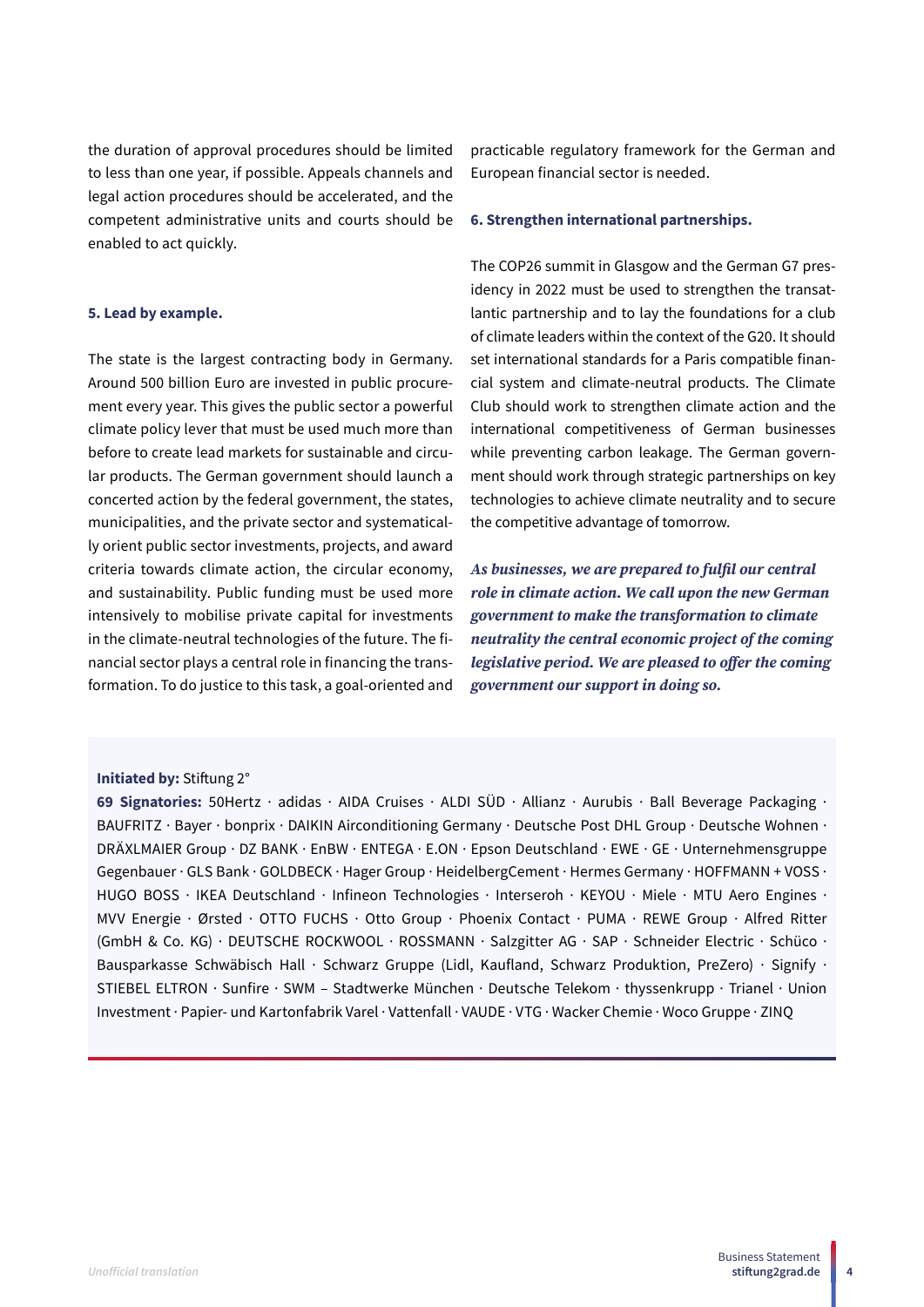the duration of approval procedures should be limited to less than one year, if possible. Appeals channels and legal action procedures should be accelerated, and the competent administrative units and courts should be enabled to act quickly.

**5. Lead by example.**

The state is the largest contracting body in Germany. Around 500 billion Euro are invested in public procurement every year. This gives the public sector a powerful climate policy lever that must be used much more than before to create lead markets for sustainable and circular products. The German government should launch a concerted action by the federal government, the states, municipalities, and the private sector and systematically orient public sector investments, projects, and award criteria towards climate action, the circular economy, and sustainability. Public funding must be used more intensively to mobilise private capital for investments in the climate-neutral technologies of the future. The financial sector plays a central role in financing the transformation. To do justice to this task, a goal-oriented and practicable regulatory framework for the German and European financial sector is needed.

**6. Strengthen international partnerships.**

The COP26 summit in Glasgow and the German G7 presidency in 2022 must be used to strengthen the transatlantic partnership and to lay the foundations for a club of climate leaders within the context of the G20. It should set international standards for a Paris compatible financial system and climate-neutral products. The Climate Club should work to strengthen climate action and the international competitiveness of German businesses while preventing carbon leakage. The German government should work through strategic partnerships on key technologies to achieve climate neutrality and to secure the competitive advantage of tomorrow.

***As businesses, we are prepared to fulfil our central role in climate action. We call upon the new German government to make the transformation to climate neutrality the central economic project of the coming legislative period. We are pleased to offer the coming government our support in doing so.***

**Initiated by:** Stiftung 2°

**69 Signatories:** 50Hertz · adidas · AIDA Cruises · ALDI SÜD · Allianz · Aurubis · Ball Beverage Packaging · BAUFRITZ · Bayer · bonprix · DAIKIN Airconditioning Germany · Deutsche Post DHL Group · Deutsche Wohnen · DRÄXLMAIER Group · DZ BANK · EnBW · ENTEGA · E.ON · Epson Deutschland · EWE · GE · Unternehmensgruppe Gegenbauer · GLS Bank · GOLDBECK · Hager Group · HeidelbergCement · Hermes Germany · HOFFMANN + VOSS · HUGO BOSS · IKEA Deutschland · Infineon Technologies · Interseroh · KEYOU · Miele · MTU Aero Engines · MVV Energie · Ørsted · OTTO FUCHS · Otto Group · Phoenix Contact · PUMA · REWE Group · Alfred Ritter (GmbH & Co. KG) · DEUTSCHE ROCKWOOL · ROSSMANN · Salzgitter AG · SAP · Schneider Electric · Schüco · Bausparkasse Schwäbisch Hall · Schwarz Gruppe (Lidl, Kaufland, Schwarz Produktion, PreZero) · Signify · STIEBEL ELTRON · Sunfire · SWM – Stadtwerke München · Deutsche Telekom · thyssenkrupp · Trianel · Union Investment · Papier- und Kartonfabrik Varel · Vattenfall · VAUDE · VTG · Wacker Chemie · Woco Gruppe · ZINQ

*Unofficial translation*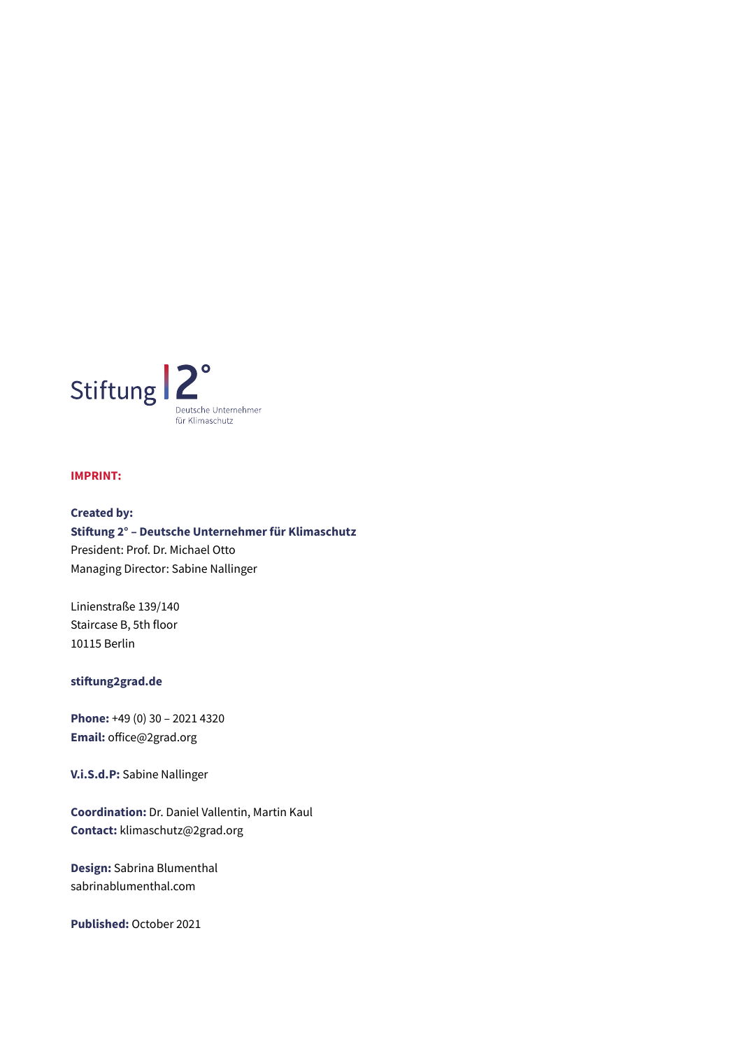Stiftung 2°
Deutsche Unternehmer
für Klimaschutz

**IMPRINT:**

**Created by:**
**Stiftung 2° – Deutsche Unternehmer für Klimaschutz**
President: Prof. Dr. Michael Otto
Managing Director: Sabine Nallinger

Linienstraße 139/140
Staircase B, 5th floor
10115 Berlin

**stiftung2grad.de**

**Phone:** +49 (0) 30 – 2021 4320
**Email:** office@2grad.org

**V.i.S.d.P:** Sabine Nallinger

**Coordination:** Dr. Daniel Vallentin, Martin Kaul
**Contact:** klimaschutz@2grad.org

**Design:** Sabrina Blumenthal
sabrinablumenthal.com

**Published:** October 2021